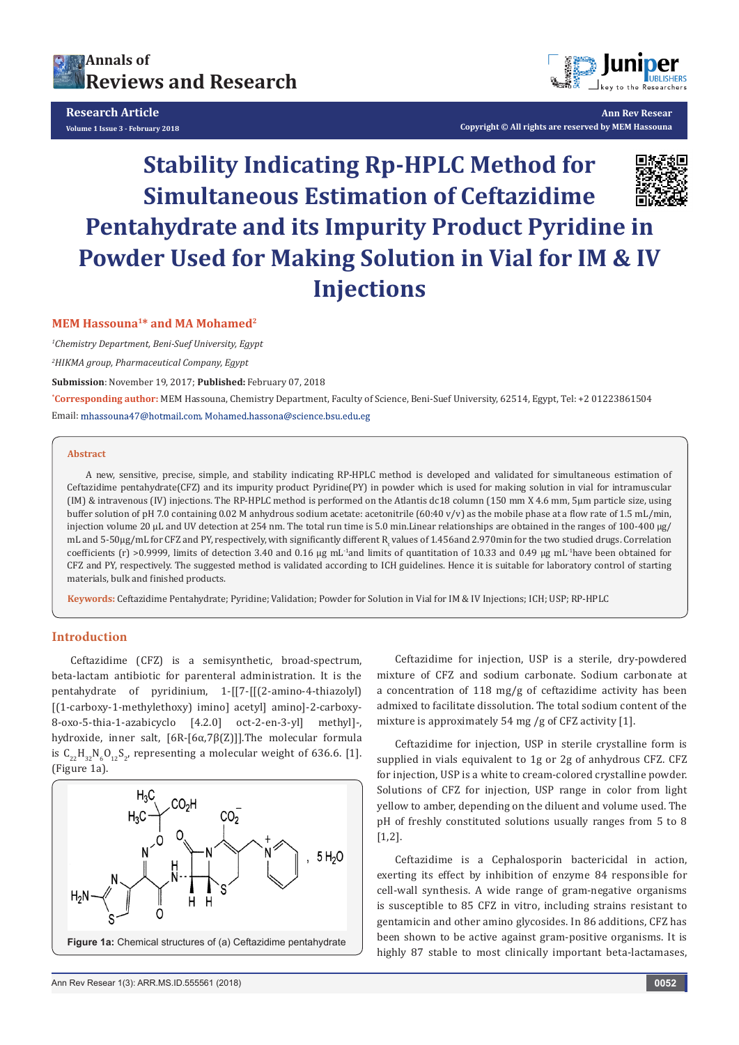Research Article

# Stability Indicating Rp-HPLC Method for Simultaneous Estimation of Ceftazidime Pentahydrate and its Impurity Product Pyridine in Powder Used for Making Solution in Vial for IM & IV Injections

**MEM Hassouna[1]* and MA Mohamed[2]**

[1]*Chemistry Department, Beni-Suef University, Egypt*

[2]*HIKMA group, Pharmaceutical Company, Egypt*

**Submission**: November 19, 2017; **Published:** February 07, 2018

***Corresponding author:** MEM Hassouna, Chemistry Department, Faculty of Science, Beni-Suef University, 62514, Egypt, Tel: +2 01223861504 Email: mhassouna47@hotmail.com, Mohamed.hassona@science.bsu.edu.eg

### Abstract

A new, sensitive, precise, simple, and stability indicating RP-HPLC method is developed and validated for simultaneous estimation of Ceftazidime pentahydrate(CFZ) and its impurity product Pyridine(PY) in powder which is used for making solution in vial for intramuscular (IM) & intravenous (IV) injections. The RP-HPLC method is performed on the Atlantis dc18 column (150 mm X 4.6 mm, 5μm particle size, using buffer solution of pH 7.0 containing 0.02 M anhydrous sodium acetate: acetonitrile (60:40 v/v) as the mobile phase at a flow rate of 1.5 mL/min, injection volume 20 μL and UV detection at 254 nm. The total run time is 5.0 min.Linear relationships are obtained in the ranges of 100-400 μg/mL and 5-50μg/mL for CFZ and PY, respectively, with significantly different $R_t$ values of 1.456and 2.970min for the two studied drugs. Correlation coefficients (r) >0.9999, limits of detection 3.40 and 0.16 μg $mL^{-1}$and limits of quantitation of 10.33 and 0.49 μg $mL^{-1}$have been obtained for CFZ and PY, respectively. The suggested method is validated according to ICH guidelines. Hence it is suitable for laboratory control of starting materials, bulk and finished products.

**Keywords:** Ceftazidime Pentahydrate; Pyridine; Validation; Powder for Solution in Vial for IM & IV Injections; ICH; USP; RP-HPLC

## Introduction

Ceftazidime (CFZ) is a semisynthetic, broad-spectrum, beta-lactam antibiotic for parenteral administration. It is the pentahydrate of pyridinium, 1-[[7-[[(2-amino-4-thiazolyl)[(1-carboxy-1-methylethoxy) imino] acetyl] amino]-2-carboxy-8-oxo-5-thia-1-azabicyclo [4.2.0] oct-2-en-3-yl] methyl]-, hydroxide, inner salt, [6R-[6α,7β(Z)]].The molecular formula is $C_{22}H_{32}N_6O_{12}S_2$, representing a molecular weight of 636.6. [1]. (Figure 1a).

**Figure 1a:** Chemical structures of (a) Ceftazidime pentahydrate

Ceftazidime for injection, USP is a sterile, dry-powdered mixture of CFZ and sodium carbonate. Sodium carbonate at a concentration of 118 mg/g of ceftazidime activity has been admixed to facilitate dissolution. The total sodium content of the mixture is approximately 54 mg /g of CFZ activity [1].

Ceftazidime for injection, USP in sterile crystalline form is supplied in vials equivalent to 1g or 2g of anhydrous CFZ. CFZ for injection, USP is a white to cream-colored crystalline powder. Solutions of CFZ for injection, USP range in color from light yellow to amber, depending on the diluent and volume used. The pH of freshly constituted solutions usually ranges from 5 to 8 [1,2].

Ceftazidime is a Cephalosporin bactericidal in action, exerting its effect by inhibition of enzyme 84 responsible for cell-wall synthesis. A wide range of gram-negative organisms is susceptible to 85 CFZ in vitro, including strains resistant to gentamicin and other amino glycosides. In 86 additions, CFZ has been shown to be active against gram-positive organisms. It is highly 87 stable to most clinically important beta-lactamases,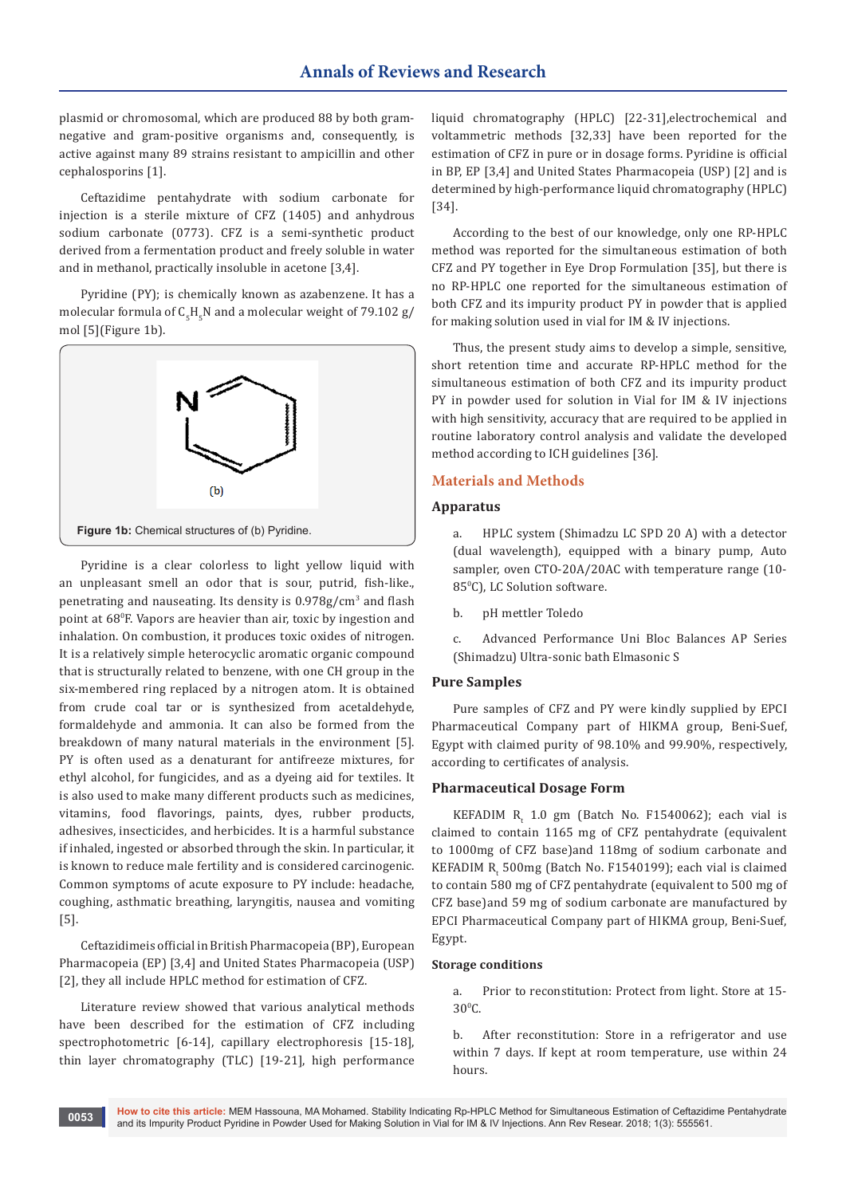plasmid or chromosomal, which are produced 88 by both gram-negative and gram-positive organisms and, consequently, is active against many 89 strains resistant to ampicillin and other cephalosporins [1].

Ceftazidime pentahydrate with sodium carbonate for injection is a sterile mixture of CFZ (1405) and anhydrous sodium carbonate (0773). CFZ is a semi-synthetic product derived from a fermentation product and freely soluble in water and in methanol, practically insoluble in acetone [3,4].

Pyridine (PY); is chemically known as azabenzene. It has a molecular formula of $C_5H_5N$ and a molecular weight of 79.102 g/mol [5](Figure 1b).

(b)

**Figure 1b:** Chemical structures of (b) Pyridine.

Pyridine is a clear colorless to light yellow liquid with an unpleasant smell an odor that is sour, putrid, fish-like., penetrating and nauseating. Its density is 0.978g/cm$^3$ and flash point at 68$^0$F. Vapors are heavier than air, toxic by ingestion and inhalation. On combustion, it produces toxic oxides of nitrogen. It is a relatively simple heterocyclic aromatic organic compound that is structurally related to benzene, with one CH group in the six-membered ring replaced by a nitrogen atom. It is obtained from crude coal tar or is synthesized from acetaldehyde, formaldehyde and ammonia. It can also be formed from the breakdown of many natural materials in the environment [5]. PY is often used as a denaturant for antifreeze mixtures, for ethyl alcohol, for fungicides, and as a dyeing aid for textiles. It is also used to make many different products such as medicines, vitamins, food flavorings, paints, dyes, rubber products, adhesives, insecticides, and herbicides. It is a harmful substance if inhaled, ingested or absorbed through the skin. In particular, it is known to reduce male fertility and is considered carcinogenic. Common symptoms of acute exposure to PY include: headache, coughing, asthmatic breathing, laryngitis, nausea and vomiting [5].

Ceftazidimeis official in British Pharmacopeia (BP), European Pharmacopeia (EP) [3,4] and United States Pharmacopeia (USP) [2], they all include HPLC method for estimation of CFZ.

Literature review showed that various analytical methods have been described for the estimation of CFZ including spectrophotometric [6-14], capillary electrophoresis [15-18], thin layer chromatography (TLC) [19-21], high performance liquid chromatography (HPLC) [22-31],electrochemical and voltammetric methods [32,33] have been reported for the estimation of CFZ in pure or in dosage forms. Pyridine is official in BP, EP [3,4] and United States Pharmacopeia (USP) [2] and is determined by high-performance liquid chromatography (HPLC) [34].

According to the best of our knowledge, only one RP-HPLC method was reported for the simultaneous estimation of both CFZ and PY together in Eye Drop Formulation [35], but there is no RP-HPLC one reported for the simultaneous estimation of both CFZ and its impurity product PY in powder that is applied for making solution used in vial for IM & IV injections.

Thus, the present study aims to develop a simple, sensitive, short retention time and accurate RP-HPLC method for the simultaneous estimation of both CFZ and its impurity product PY in powder used for solution in Vial for IM & IV injections with high sensitivity, accuracy that are required to be applied in routine laboratory control analysis and validate the developed method according to ICH guidelines [36].

## Materials and Methods

### Apparatus

a. HPLC system (Shimadzu LC SPD 20 A) with a detector (dual wavelength), equipped with a binary pump, Auto sampler, oven CTO-20A/20AC with temperature range (10-85$^0$C), LC Solution software.

b. pH mettler Toledo

c. Advanced Performance Uni Bloc Balances AP Series (Shimadzu) Ultra-sonic bath Elmasonic S

### Pure Samples

Pure samples of CFZ and PY were kindly supplied by EPCI Pharmaceutical Company part of HIKMA group, Beni-Suef, Egypt with claimed purity of 98.10% and 99.90%, respectively, according to certificates of analysis.

### Pharmaceutical Dosage Form

KEFADIM $R_t$ 1.0 gm (Batch No. F1540062); each vial is claimed to contain 1165 mg of CFZ pentahydrate (equivalent to 1000mg of CFZ base)and 118mg of sodium carbonate and KEFADIM $R_t$ 500mg (Batch No. F1540199); each vial is claimed to contain 580 mg of CFZ pentahydrate (equivalent to 500 mg of CFZ base)and 59 mg of sodium carbonate are manufactured by EPCI Pharmaceutical Company part of HIKMA group, Beni-Suef, Egypt.

#### Storage conditions

a. Prior to reconstitution: Protect from light. Store at 15-30$^0$C.

b. After reconstitution: Store in a refrigerator and use within 7 days. If kept at room temperature, use within 24 hours.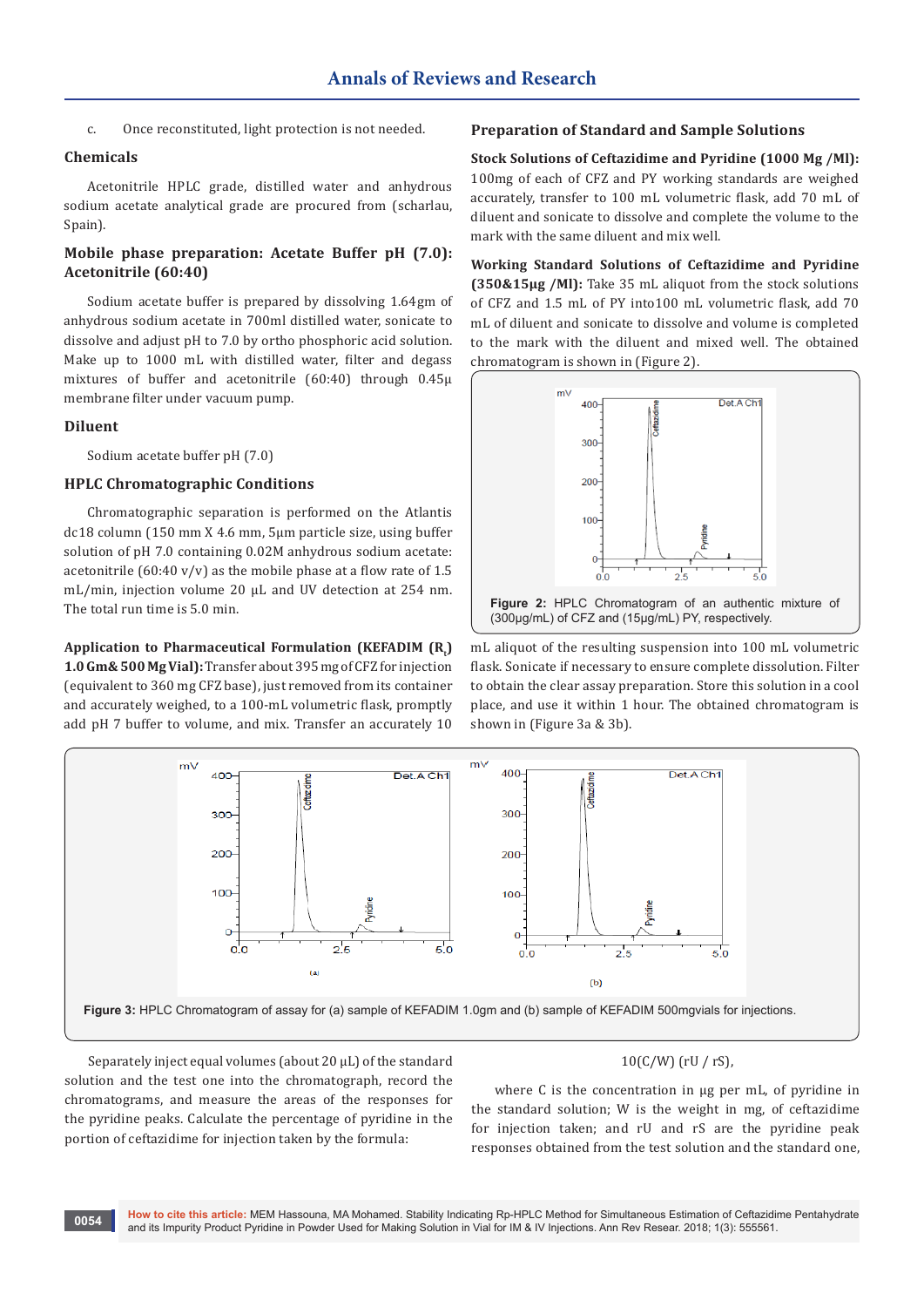c. Once reconstituted, light protection is not needed.

## Chemicals

Acetonitrile HPLC grade, distilled water and anhydrous sodium acetate analytical grade are procured from (scharlau, Spain).

## Mobile phase preparation: Acetate Buffer pH (7.0): Acetonitrile (60:40)

Sodium acetate buffer is prepared by dissolving 1.64gm of anhydrous sodium acetate in 700ml distilled water, sonicate to dissolve and adjust pH to 7.0 by ortho phosphoric acid solution. Make up to 1000 mL with distilled water, filter and degass mixtures of buffer and acetonitrile (60:40) through 0.45μ membrane filter under vacuum pump.

## Diluent

Sodium acetate buffer pH (7.0)

## HPLC Chromatographic Conditions

Chromatographic separation is performed on the Atlantis dc18 column (150 mm X 4.6 mm, 5μm particle size, using buffer solution of pH 7.0 containing 0.02M anhydrous sodium acetate: acetonitrile (60:40 v/v) as the mobile phase at a flow rate of 1.5 mL/min, injection volume 20 μL and UV detection at 254 nm. The total run time is 5.0 min.

**Application to Pharmaceutical Formulation (KEFADIM ($R_t$) 1.0 Gm& 500 Mg Vial):** Transfer about 395 mg of CFZ for injection (equivalent to 360 mg CFZ base), just removed from its container and accurately weighed, to a 100-mL volumetric flask, promptly add pH 7 buffer to volume, and mix. Transfer an accurately 10 mL aliquot of the resulting suspension into 100 mL volumetric flask. Sonicate if necessary to ensure complete dissolution. Filter to obtain the clear assay preparation. Store this solution in a cool place, and use it within 1 hour. The obtained chromatogram is shown in (Figure 3a & 3b).

## Preparation of Standard and Sample Solutions

**Stock Solutions of Ceftazidime and Pyridine (1000 Mg /Ml):** 100mg of each of CFZ and PY working standards are weighed accurately, transfer to 100 mL volumetric flask, add 70 mL of diluent and sonicate to dissolve and complete the volume to the mark with the same diluent and mix well.

**Working Standard Solutions of Ceftazidime and Pyridine (350&15μg /Ml):** Take 35 mL aliquot from the stock solutions of CFZ and 1.5 mL of PY into100 mL volumetric flask, add 70 mL of diluent and sonicate to dissolve and volume is completed to the mark with the diluent and mixed well. The obtained chromatogram is shown in (Figure 2).

Figure 2: HPLC Chromatogram of an authentic mixture of (300μg/mL) of CFZ and (15μg/mL) PY, respectively.

Figure 3: HPLC Chromatogram of assay for (a) sample of KEFADIM 1.0gm and (b) sample of KEFADIM 500mgvials for injections.

Separately inject equal volumes (about 20 μL) of the standard solution and the test one into the chromatograph, record the chromatograms, and measure the areas of the responses for the pyridine peaks. Calculate the percentage of pyridine in the portion of ceftazidime for injection taken by the formula:

$$10(C/W)\ (rU / rS),$$

where C is the concentration in μg per mL, of pyridine in the standard solution; W is the weight in mg, of ceftazidime for injection taken; and rU and rS are the pyridine peak responses obtained from the test solution and the standard one,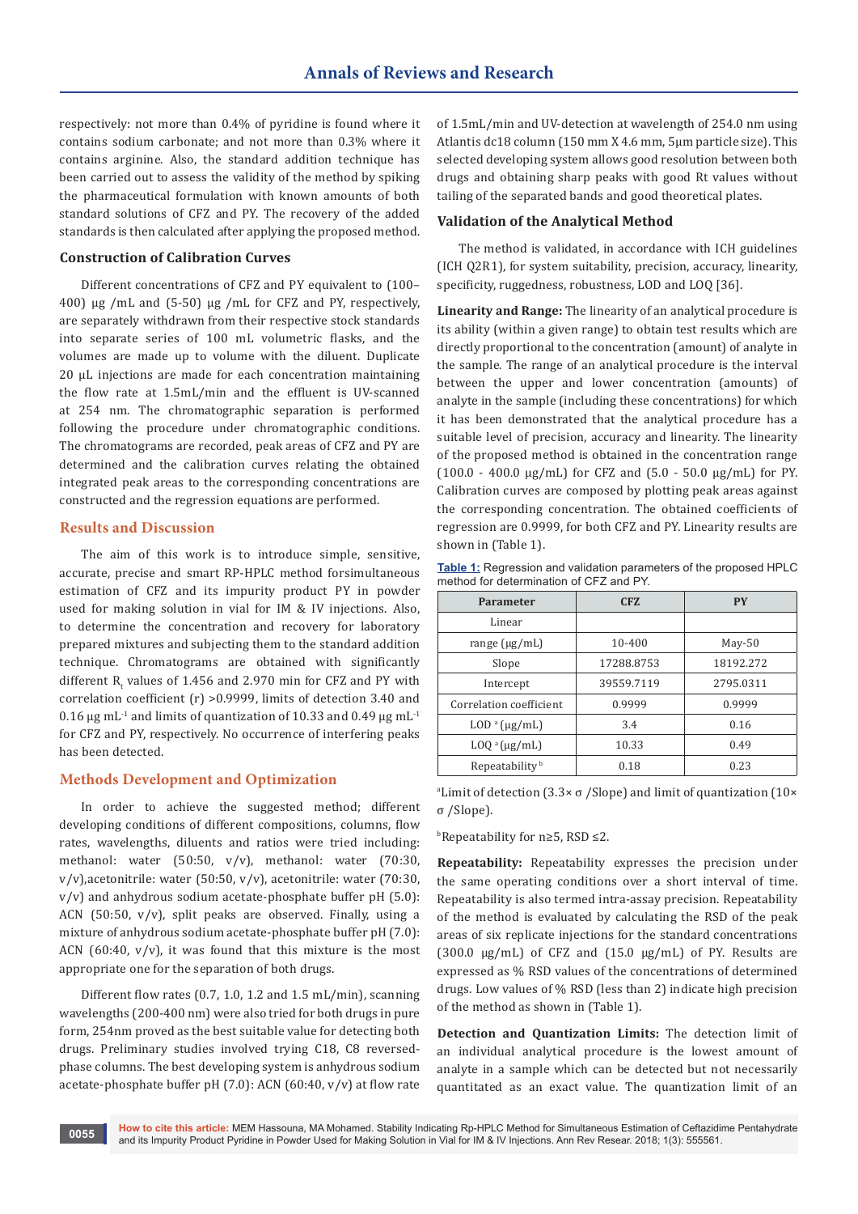respectively: not more than 0.4% of pyridine is found where it contains sodium carbonate; and not more than 0.3% where it contains arginine. Also, the standard addition technique has been carried out to assess the validity of the method by spiking the pharmaceutical formulation with known amounts of both standard solutions of CFZ and PY. The recovery of the added standards is then calculated after applying the proposed method.

### Construction of Calibration Curves

Different concentrations of CFZ and PY equivalent to (100–400) µg /mL and (5-50) µg /mL for CFZ and PY, respectively, are separately withdrawn from their respective stock standards into separate series of 100 mL volumetric flasks, and the volumes are made up to volume with the diluent. Duplicate 20 µL injections are made for each concentration maintaining the flow rate at 1.5mL/min and the effluent is UV-scanned at 254 nm. The chromatographic separation is performed following the procedure under chromatographic conditions. The chromatograms are recorded, peak areas of CFZ and PY are determined and the calibration curves relating the obtained integrated peak areas to the corresponding concentrations are constructed and the regression equations are performed.

## Results and Discussion

The aim of this work is to introduce simple, sensitive, accurate, precise and smart RP-HPLC method forsimultaneous estimation of CFZ and its impurity product PY in powder used for making solution in vial for IM & IV injections. Also, to determine the concentration and recovery for laboratory prepared mixtures and subjecting them to the standard addition technique. Chromatograms are obtained with significantly different $R_t$ values of 1.456 and 2.970 min for CFZ and PY with correlation coefficient (r) >0.9999, limits of detection 3.40 and 0.16 µg $mL^{-1}$ and limits of quantization of 10.33 and 0.49 µg $mL^{-1}$ for CFZ and PY, respectively. No occurrence of interfering peaks has been detected.

## Methods Development and Optimization

In order to achieve the suggested method; different developing conditions of different compositions, columns, flow rates, wavelengths, diluents and ratios were tried including: methanol: water (50:50, v/v), methanol: water (70:30, v/v),acetonitrile: water (50:50, v/v), acetonitrile: water (70:30, v/v) and anhydrous sodium acetate-phosphate buffer pH (5.0): ACN (50:50, v/v), split peaks are observed. Finally, using a mixture of anhydrous sodium acetate-phosphate buffer pH (7.0): ACN (60:40, v/v), it was found that this mixture is the most appropriate one for the separation of both drugs.

Different flow rates (0.7, 1.0, 1.2 and 1.5 mL/min), scanning wavelengths (200-400 nm) were also tried for both drugs in pure form, 254nm proved as the best suitable value for detecting both drugs. Preliminary studies involved trying C18, C8 reversed-phase columns. The best developing system is anhydrous sodium acetate-phosphate buffer pH (7.0): ACN (60:40, v/v) at flow rate of 1.5mL/min and UV-detection at wavelength of 254.0 nm using Atlantis dc18 column (150 mm X 4.6 mm, 5µm particle size). This selected developing system allows good resolution between both drugs and obtaining sharp peaks with good Rt values without tailing of the separated bands and good theoretical plates.

### Validation of the Analytical Method

The method is validated, in accordance with ICH guidelines (ICH Q2R1), for system suitability, precision, accuracy, linearity, specificity, ruggedness, robustness, LOD and LOQ [36].

**Linearity and Range:** The linearity of an analytical procedure is its ability (within a given range) to obtain test results which are directly proportional to the concentration (amount) of analyte in the sample. The range of an analytical procedure is the interval between the upper and lower concentration (amounts) of analyte in the sample (including these concentrations) for which it has been demonstrated that the analytical procedure has a suitable level of precision, accuracy and linearity. The linearity of the proposed method is obtained in the concentration range (100.0 - 400.0 µg/mL) for CFZ and (5.0 - 50.0 µg/mL) for PY. Calibration curves are composed by plotting peak areas against the corresponding concentration. The obtained coefficients of regression are 0.9999, for both CFZ and PY. Linearity results are shown in (Table 1).

**Table 1:** Regression and validation parameters of the proposed HPLC method for determination of CFZ and PY.

| Parameter | CFZ | PY |
|---|---|---|
| Linear | | |
| range (µg/mL) | 10-400 | May-50 |
| Slope | 17288.8753 | 18192.272 |
| Intercept | 39559.7119 | 2795.0311 |
| Correlation coefficient | 0.9999 | 0.9999 |
| LOD [a] (µg/mL) | 3.4 | 0.16 |
| LOQ [a] (µg/mL) | 10.33 | 0.49 |
| Repeatability [b] | 0.18 | 0.23 |

[a]Limit of detection (3.3× σ /Slope) and limit of quantization (10× σ /Slope).

[b]Repeatability for n≥5, RSD ≤2.

**Repeatability:** Repeatability expresses the precision under the same operating conditions over a short interval of time. Repeatability is also termed intra-assay precision. Repeatability of the method is evaluated by calculating the RSD of the peak areas of six replicate injections for the standard concentrations (300.0 µg/mL) of CFZ and (15.0 µg/mL) of PY. Results are expressed as % RSD values of the concentrations of determined drugs. Low values of % RSD (less than 2) indicate high precision of the method as shown in (Table 1).

**Detection and Quantization Limits:** The detection limit of an individual analytical procedure is the lowest amount of analyte in a sample which can be detected but not necessarily quantitated as an exact value. The quantization limit of an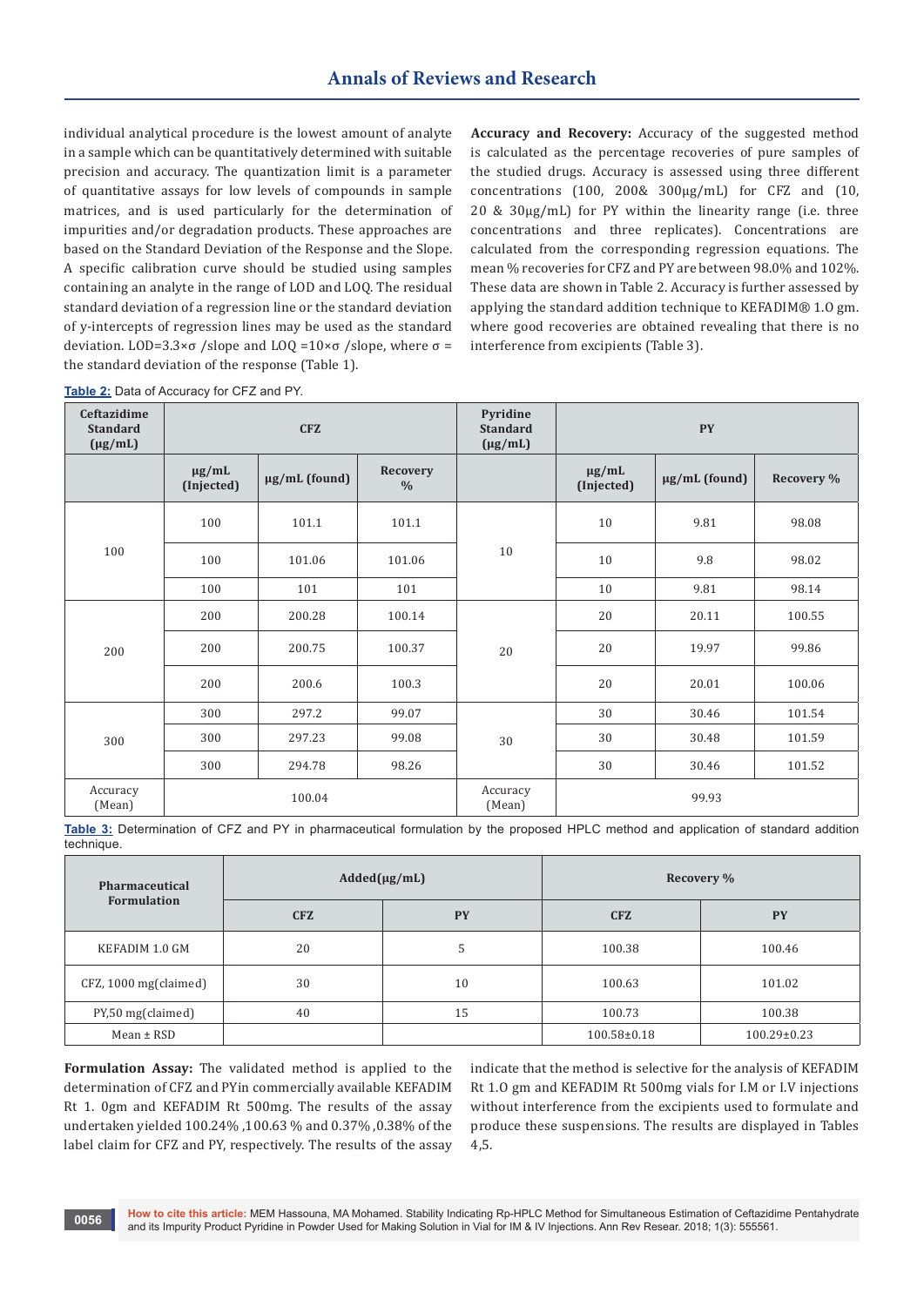individual analytical procedure is the lowest amount of analyte in a sample which can be quantitatively determined with suitable precision and accuracy. The quantization limit is a parameter of quantitative assays for low levels of compounds in sample matrices, and is used particularly for the determination of impurities and/or degradation products. These approaches are based on the Standard Deviation of the Response and the Slope. A specific calibration curve should be studied using samples containing an analyte in the range of LOD and LOQ. The residual standard deviation of a regression line or the standard deviation of y-intercepts of regression lines may be used as the standard deviation. LOD=3.3×σ /slope and LOQ =10×σ /slope, where σ = the standard deviation of the response (Table 1).

**Accuracy and Recovery:** Accuracy of the suggested method is calculated as the percentage recoveries of pure samples of the studied drugs. Accuracy is assessed using three different concentrations (100, 200& 300μg/mL) for CFZ and (10, 20 & 30μg/mL) for PY within the linearity range (i.e. three concentrations and three replicates). Concentrations are calculated from the corresponding regression equations. The mean % recoveries for CFZ and PY are between 98.0% and 102%. These data are shown in Table 2. Accuracy is further assessed by applying the standard addition technique to KEFADIM® 1.O gm. where good recoveries are obtained revealing that there is no interference from excipients (Table 3).

**Table 2:** Data of Accuracy for CFZ and PY.

| Ceftazidime Standard (μg/mL) | CFZ | | | Pyridine Standard (μg/mL) | PY | | |
|---|---|---|---|---|---|---|---|
| | μg/mL (Injected) | μg/mL (found) | Recovery % | | μg/mL (Injected) | μg/mL (found) | Recovery % |
| 100 | 100 | 101.1 | 101.1 | 10 | 10 | 9.81 | 98.08 |
| | 100 | 101.06 | 101.06 | | 10 | 9.8 | 98.02 |
| | 100 | 101 | 101 | | 10 | 9.81 | 98.14 |
| 200 | 200 | 200.28 | 100.14 | 20 | 20 | 20.11 | 100.55 |
| | 200 | 200.75 | 100.37 | | 20 | 19.97 | 99.86 |
| | 200 | 200.6 | 100.3 | | 20 | 20.01 | 100.06 |
| 300 | 300 | 297.2 | 99.07 | 30 | 30 | 30.46 | 101.54 |
| | 300 | 297.23 | 99.08 | | 30 | 30.48 | 101.59 |
| | 300 | 294.78 | 98.26 | | 30 | 30.46 | 101.52 |
| Accuracy (Mean) | 100.04 | | | Accuracy (Mean) | 99.93 | | |

**Table 3:** Determination of CFZ and PY in pharmaceutical formulation by the proposed HPLC method and application of standard addition technique.

| Pharmaceutical Formulation | Added(μg/mL) | | Recovery % | |
|---|---|---|---|---|
| | CFZ | PY | CFZ | PY |
| KEFADIM 1.0 GM | 20 | 5 | 100.38 | 100.46 |
| CFZ, 1000 mg(claimed) | 30 | 10 | 100.63 | 101.02 |
| PY,50 mg(claimed) | 40 | 15 | 100.73 | 100.38 |
| Mean ± RSD | | | 100.58±0.18 | 100.29±0.23 |

**Formulation Assay:** The validated method is applied to the determination of CFZ and PYin commercially available KEFADIM Rt 1. 0gm and KEFADIM Rt 500mg. The results of the assay undertaken yielded 100.24% ,100.63 % and 0.37% ,0.38% of the label claim for CFZ and PY, respectively. The results of the assay indicate that the method is selective for the analysis of KEFADIM Rt 1.0 gm and KEFADIM Rt 500mg vials for I.M or I.V injections without interference from the excipients used to formulate and produce these suspensions. The results are displayed in Tables 4,5.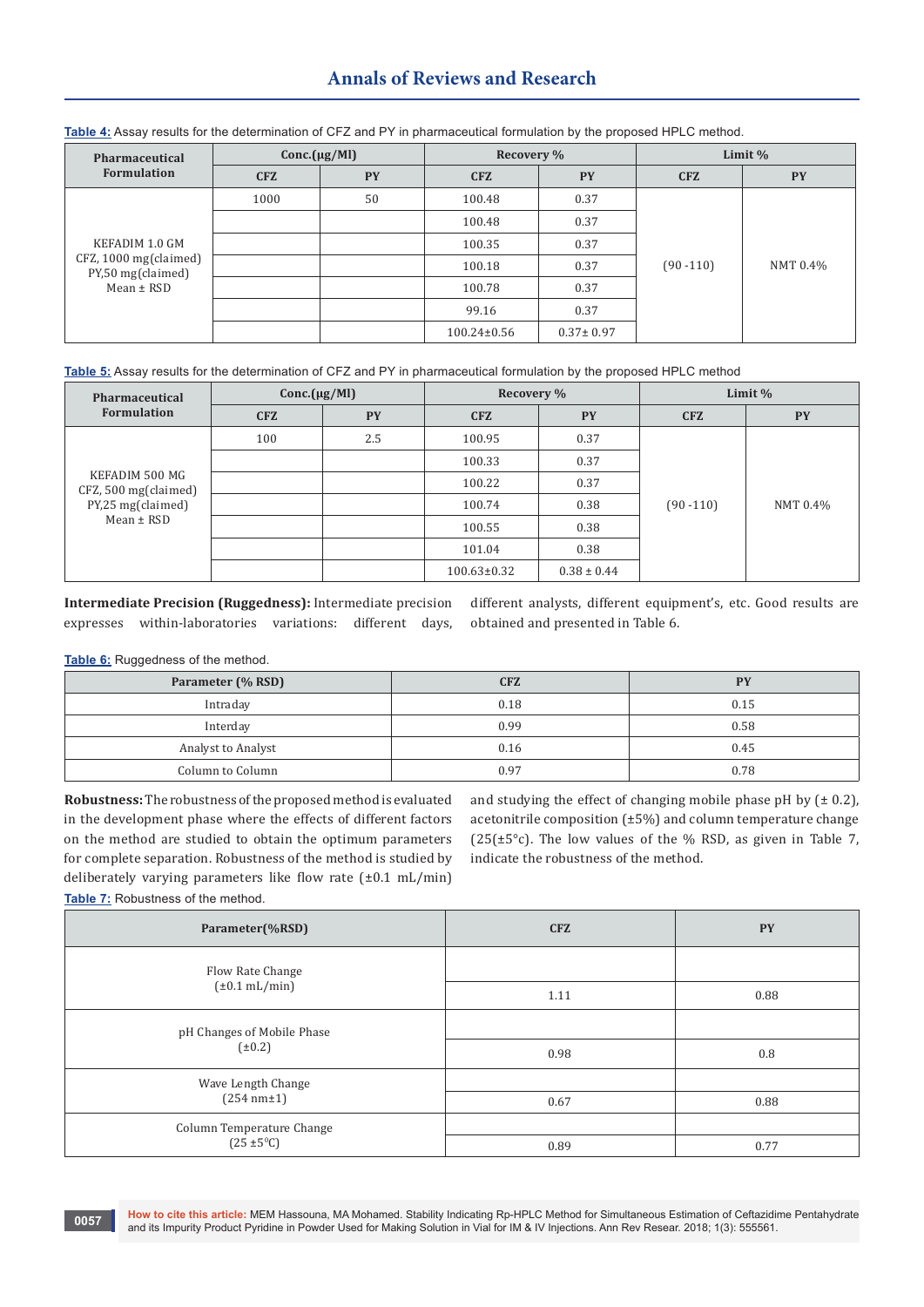**Table 4:** Assay results for the determination of CFZ and PY in pharmaceutical formulation by the proposed HPLC method.

| Pharmaceutical Formulation | Conc.(μg/Ml) | | Recovery % | | Limit % | |
|---|---|---|---|---|---|---|
| | CFZ | PY | CFZ | PY | CFZ | PY |
| KEFADIM 1.0 GM CFZ, 1000 mg(claimed) PY,50 mg(claimed) Mean ± RSD | 1000 | 50 | 100.48 | 0.37 | (90 -110) | NMT 0.4% |
| | | | 100.48 | 0.37 | | |
| | | | 100.35 | 0.37 | | |
| | | | 100.18 | 0.37 | | |
| | | | 100.78 | 0.37 | | |
| | | | 99.16 | 0.37 | | |
| | | | 100.24±0.56 | 0.37± 0.97 | | |

**Table 5:** Assay results for the determination of CFZ and PY in pharmaceutical formulation by the proposed HPLC method

| Pharmaceutical Formulation | Conc.(μg/Ml) | | Recovery % | | Limit % | |
|---|---|---|---|---|---|---|
| | CFZ | PY | CFZ | PY | CFZ | PY |
| KEFADIM 500 MG CFZ, 500 mg(claimed) PY,25 mg(claimed) Mean ± RSD | 100 | 2.5 | 100.95 | 0.37 | (90 -110) | NMT 0.4% |
| | | | 100.33 | 0.37 | | |
| | | | 100.22 | 0.37 | | |
| | | | 100.74 | 0.38 | | |
| | | | 100.55 | 0.38 | | |
| | | | 101.04 | 0.38 | | |
| | | | 100.63±0.32 | 0.38 ± 0.44 | | |

**Intermediate Precision (Ruggedness):** Intermediate precision expresses within-laboratories variations: different days, different analysts, different equipment's, etc. Good results are obtained and presented in Table 6.

**Table 6:** Ruggedness of the method.

| Parameter (% RSD) | CFZ | PY |
|---|---|---|
| Intraday | 0.18 | 0.15 |
| Interday | 0.99 | 0.58 |
| Analyst to Analyst | 0.16 | 0.45 |
| Column to Column | 0.97 | 0.78 |

**Robustness:** The robustness of the proposed method is evaluated in the development phase where the effects of different factors on the method are studied to obtain the optimum parameters for complete separation. Robustness of the method is studied by deliberately varying parameters like flow rate (±0.1 mL/min) and studying the effect of changing mobile phase pH by (± 0.2), acetonitrile composition (±5%) and column temperature change (25(±5°c). The low values of the % RSD, as given in Table 7, indicate the robustness of the method.

**Table 7:** Robustness of the method.

| Parameter(%RSD) | CFZ | PY |
|---|---|---|
| Flow Rate Change (±0.1 mL/min) | 1.11 | 0.88 |
| pH Changes of Mobile Phase (±0.2) | 0.98 | 0.8 |
| Wave Length Change (254 nm±1) | 0.67 | 0.88 |
| Column Temperature Change (25 ±5°C) | 0.89 | 0.77 |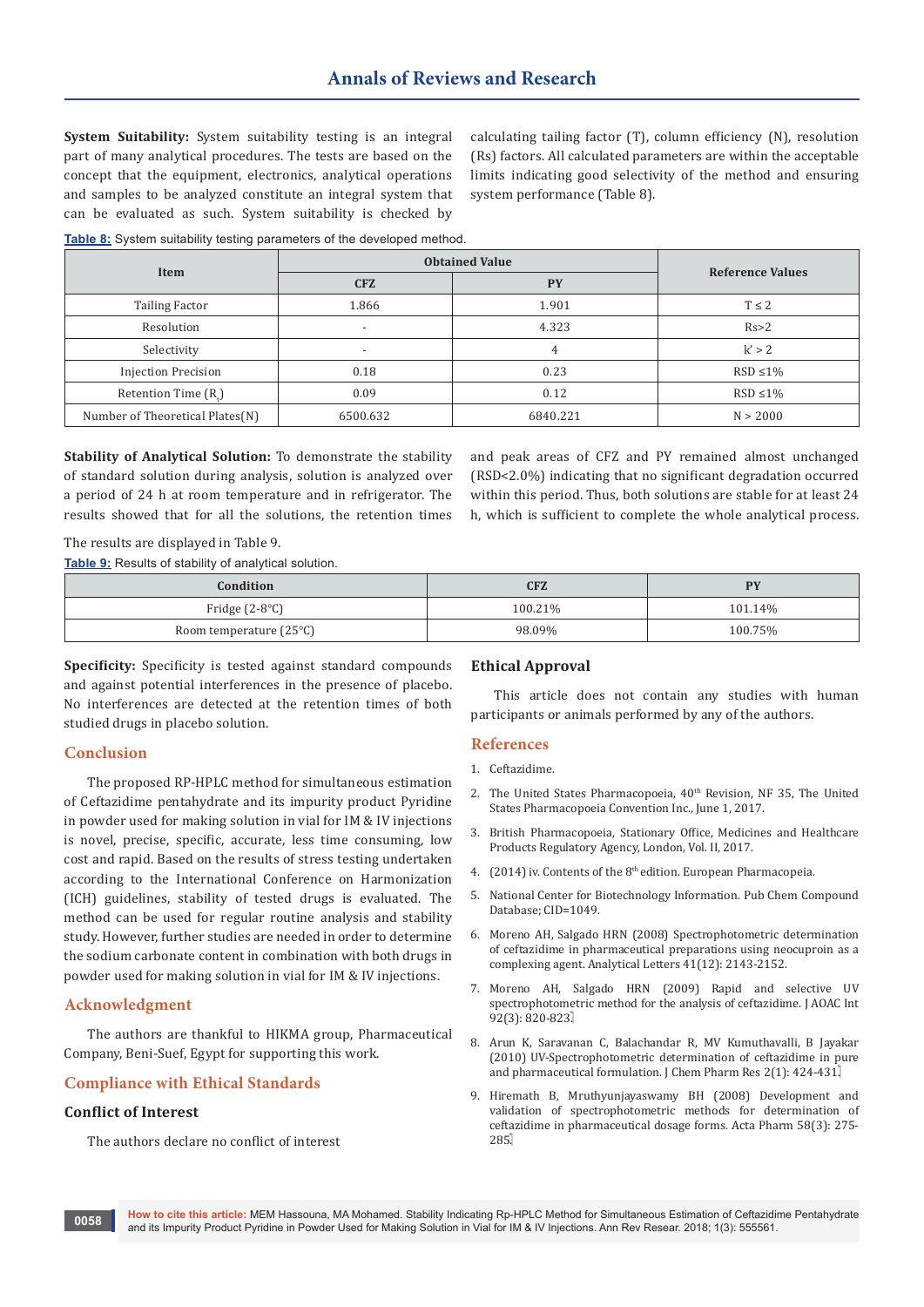**System Suitability:** System suitability testing is an integral part of many analytical procedures. The tests are based on the concept that the equipment, electronics, analytical operations and samples to be analyzed constitute an integral system that can be evaluated as such. System suitability is checked by calculating tailing factor (T), column efficiency (N), resolution (Rs) factors. All calculated parameters are within the acceptable limits indicating good selectivity of the method and ensuring system performance (Table 8).

**Table 8:** System suitability testing parameters of the developed method.

| Item | Obtained Value | | Reference Values |
|---|---|---|---|
| | CFZ | PY | |
| Tailing Factor | 1.866 | 1.901 | T ≤ 2 |
| Resolution | - | 4.323 | Rs>2 |
| Selectivity | - | 4 | k' > 2 |
| Injection Precision | 0.18 | 0.23 | RSD ≤1% |
| Retention Time ($R_t$) | 0.09 | 0.12 | RSD ≤1% |
| Number of Theoretical Plates(N) | 6500.632 | 6840.221 | N > 2000 |

**Stability of Analytical Solution:** To demonstrate the stability of standard solution during analysis, solution is analyzed over a period of 24 h at room temperature and in refrigerator. The results showed that for all the solutions, the retention times and peak areas of CFZ and PY remained almost unchanged (RSD<2.0%) indicating that no significant degradation occurred within this period. Thus, both solutions are stable for at least 24 h, which is sufficient to complete the whole analytical process. The results are displayed in Table 9.

**Table 9:** Results of stability of analytical solution.

| Condition | CFZ | PY |
|---|---|---|
| Fridge (2-8°C) | 100.21% | 101.14% |
| Room temperature (25°C) | 98.09% | 100.75% |

**Specificity:** Specificity is tested against standard compounds and against potential interferences in the presence of placebo. No interferences are detected at the retention times of both studied drugs in placebo solution.

## Conclusion

The proposed RP-HPLC method for simultaneous estimation of Ceftazidime pentahydrate and its impurity product Pyridine in powder used for making solution in vial for IM & IV injections is novel, precise, specific, accurate, less time consuming, low cost and rapid. Based on the results of stress testing undertaken according to the International Conference on Harmonization (ICH) guidelines, stability of tested drugs is evaluated. The method can be used for regular routine analysis and stability study. However, further studies are needed in order to determine the sodium carbonate content in combination with both drugs in powder used for making solution in vial for IM & IV injections.

## Acknowledgment

The authors are thankful to HIKMA group, Pharmaceutical Company, Beni-Suef, Egypt for supporting this work.

## Compliance with Ethical Standards

### Conflict of Interest

The authors declare no conflict of interest

### Ethical Approval

This article does not contain any studies with human participants or animals performed by any of the authors.

## References

1. Ceftazidime.
2. The United States Pharmacopoeia, 40th Revision, NF 35, The United States Pharmacopoeia Convention Inc., June 1, 2017.
3. British Pharmacopoeia, Stationary Office, Medicines and Healthcare Products Regulatory Agency, London, Vol. II, 2017.
4. (2014) iv. Contents of the 8th edition. European Pharmacopeia.
5. National Center for Biotechnology Information. Pub Chem Compound Database; CID=1049.
6. Moreno AH, Salgado HRN (2008) Spectrophotometric determination of ceftazidime in pharmaceutical preparations using neocuproin as a complexing agent. Analytical Letters 41(12): 2143-2152.
7. Moreno AH, Salgado HRN (2009) Rapid and selective UV spectrophotometric method for the analysis of ceftazidime. J AOAC Int 92(3): 820-823.
8. Arun K, Saravanan C, Balachandar R, MV Kumuthavalli, B Jayakar (2010) UV-Spectrophotometric determination of ceftazidime in pure and pharmaceutical formulation. J Chem Pharm Res 2(1): 424-431.
9. Hiremath B, Mruthyunjayaswamy BH (2008) Development and validation of spectrophotometric methods for determination of ceftazidime in pharmaceutical dosage forms. Acta Pharm 58(3): 275-285.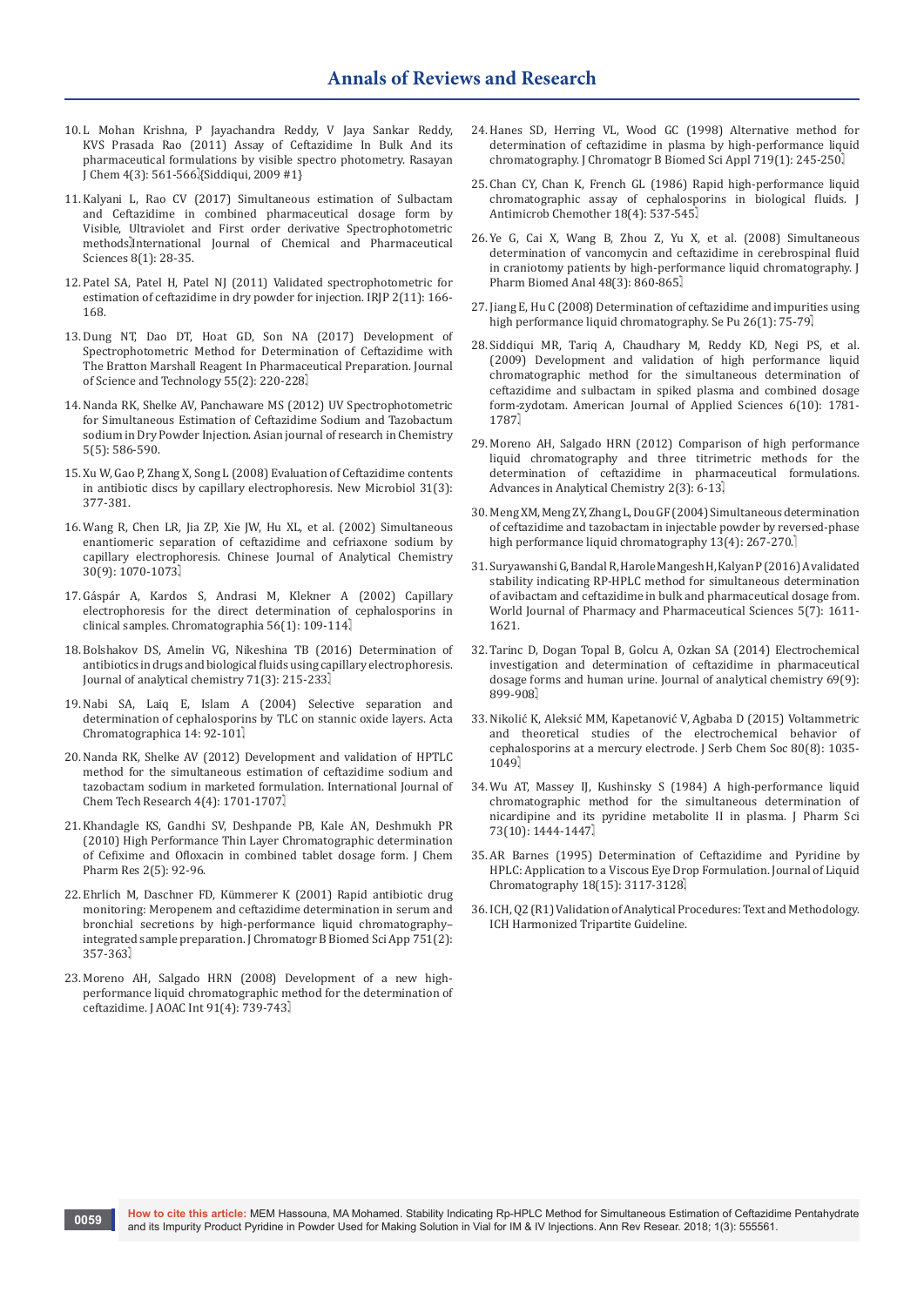10. L Mohan Krishna, P Jayachandra Reddy, V Jaya Sankar Reddy, KVS Prasada Rao (2011) Assay of Ceftazidime In Bulk And its pharmaceutical formulations by visible spectro photometry. Rasayan J Chem 4(3): 561-566.{Siddiqui, 2009 #1}

11. Kalyani L, Rao CV (2017) Simultaneous estimation of Sulbactam and Ceftazidime in combined pharmaceutical dosage form by Visible, Ultraviolet and First order derivative Spectrophotometric methods.International Journal of Chemical and Pharmaceutical Sciences 8(1): 28-35.

12. Patel SA, Patel H, Patel NJ (2011) Validated spectrophotometric for estimation of ceftazidime in dry powder for injection. IRJP 2(11): 166-168.

13. Dung NT, Dao DT, Hoat GD, Son NA (2017) Development of Spectrophotometric Method for Determination of Ceftazidime with The Bratton Marshall Reagent In Pharmaceutical Preparation. Journal of Science and Technology 55(2): 220-228.

14. Nanda RK, Shelke AV, Panchaware MS (2012) UV Spectrophotometric for Simultaneous Estimation of Ceftazidime Sodium and Tazobactum sodium in Dry Powder Injection. Asian journal of research in Chemistry 5(5): 586-590.

15. Xu W, Gao P, Zhang X, Song L (2008) Evaluation of Ceftazidime contents in antibiotic discs by capillary electrophoresis. New Microbiol 31(3): 377-381.

16. Wang R, Chen LR, Jia ZP, Xie JW, Hu XL, et al. (2002) Simultaneous enantiomeric separation of ceftazidime and cefriaxone sodium by capillary electrophoresis. Chinese Journal of Analytical Chemistry 30(9): 1070-1073.

17. Gáspár A, Kardos S, Andrasi M, Klekner A (2002) Capillary electrophoresis for the direct determination of cephalosporins in clinical samples. Chromatographia 56(1): 109-114.

18. Bolshakov DS, Amelin VG, Nikeshina TB (2016) Determination of antibiotics in drugs and biological fluids using capillary electrophoresis. Journal of analytical chemistry 71(3): 215-233.

19. Nabi SA, Laiq E, Islam A (2004) Selective separation and determination of cephalosporins by TLC on stannic oxide layers. Acta Chromatographica 14: 92-101.

20. Nanda RK, Shelke AV (2012) Development and validation of HPTLC method for the simultaneous estimation of ceftazidime sodium and tazobactam sodium in marketed formulation. International Journal of Chem Tech Research 4(4): 1701-1707.

21. Khandagle KS, Gandhi SV, Deshpande PB, Kale AN, Deshmukh PR (2010) High Performance Thin Layer Chromatographic determination of Cefixime and Ofloxacin in combined tablet dosage form. J Chem Pharm Res 2(5): 92-96.

22. Ehrlich M, Daschner FD, Kümmerer K (2001) Rapid antibiotic drug monitoring: Meropenem and ceftazidime determination in serum and bronchial secretions by high-performance liquid chromatography–integrated sample preparation. J Chromatogr B Biomed Sci App 751(2): 357-363.

23. Moreno AH, Salgado HRN (2008) Development of a new high-performance liquid chromatographic method for the determination of ceftazidime. J AOAC Int 91(4): 739-743.

24. Hanes SD, Herring VL, Wood GC (1998) Alternative method for determination of ceftazidime in plasma by high-performance liquid chromatography. J Chromatogr B Biomed Sci Appl 719(1): 245-250.

25. Chan CY, Chan K, French GL (1986) Rapid high-performance liquid chromatographic assay of cephalosporins in biological fluids. J Antimicrob Chemother 18(4): 537-545.

26. Ye G, Cai X, Wang B, Zhou Z, Yu X, et al. (2008) Simultaneous determination of vancomycin and ceftazidime in cerebrospinal fluid in craniotomy patients by high-performance liquid chromatography. J Pharm Biomed Anal 48(3): 860-865.

27. Jiang E, Hu C (2008) Determination of ceftazidime and impurities using high performance liquid chromatography. Se Pu 26(1): 75-79.

28. Siddiqui MR, Tariq A, Chaudhary M, Reddy KD, Negi PS, et al. (2009) Development and validation of high performance liquid chromatographic method for the simultaneous determination of ceftazidime and sulbactam in spiked plasma and combined dosage form-zydotam. American Journal of Applied Sciences 6(10): 1781-1787.

29. Moreno AH, Salgado HRN (2012) Comparison of high performance liquid chromatography and three titrimetric methods for the determination of ceftazidime in pharmaceutical formulations. Advances in Analytical Chemistry 2(3): 6-13.

30. Meng XM, Meng ZY, Zhang L, Dou GF (2004) Simultaneous determination of ceftazidime and tazobactam in injectable powder by reversed-phase high performance liquid chromatography 13(4): 267-270.

31. Suryawanshi G, Bandal R, Harole Mangesh H, Kalyan P (2016) A validated stability indicating RP-HPLC method for simultaneous determination of avibactam and ceftazidime in bulk and pharmaceutical dosage from. World Journal of Pharmacy and Pharmaceutical Sciences 5(7): 1611-1621.

32. Tarinc D, Dogan Topal B, Golcu A, Ozkan SA (2014) Electrochemical investigation and determination of ceftazidime in pharmaceutical dosage forms and human urine. Journal of analytical chemistry 69(9): 899-908.

33. Nikolić K, Aleksić MM, Kapetanović V, Agbaba D (2015) Voltammetric and theoretical studies of the electrochemical behavior of cephalosporins at a mercury electrode. J Serb Chem Soc 80(8): 1035-1049.

34. Wu AT, Massey IJ, Kushinsky S (1984) A high-performance liquid chromatographic method for the simultaneous determination of nicardipine and its pyridine metabolite II in plasma. J Pharm Sci 73(10): 1444-1447.

35. AR Barnes (1995) Determination of Ceftazidime and Pyridine by HPLC: Application to a Viscous Eye Drop Formulation. Journal of Liquid Chromatography 18(15): 3117-3128.

36. ICH, Q2 (R1) Validation of Analytical Procedures: Text and Methodology. ICH Harmonized Tripartite Guideline.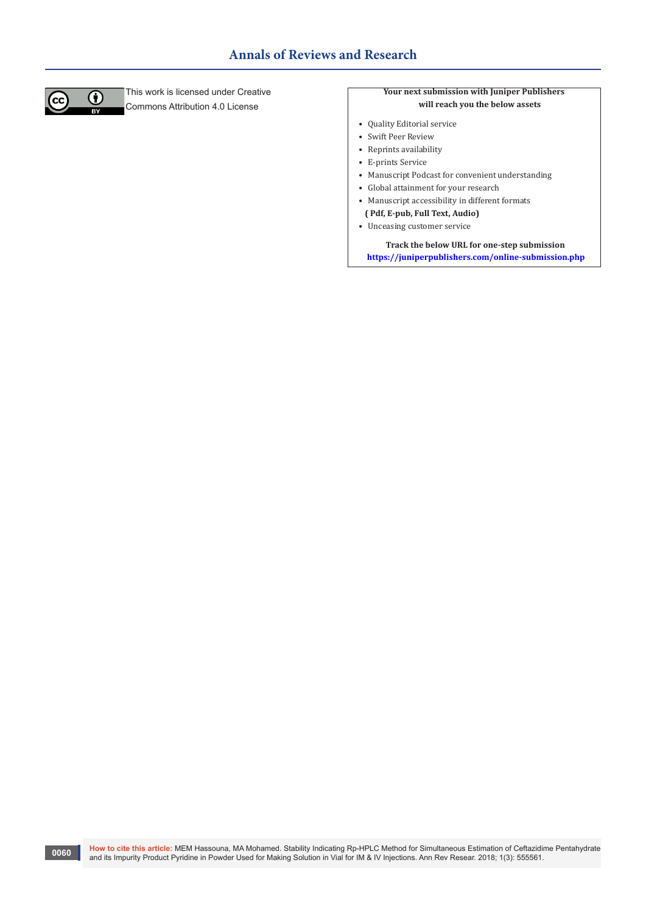This work is licensed under Creative Commons Attribution 4.0 License

**Your next submission with Juniper Publishers will reach you the below assets**

- Quality Editorial service
- Swift Peer Review
- Reprints availability
- E-prints Service
- Manuscript Podcast for convenient understanding
- Global attainment for your research
- Manuscript accessibility in different formats

**( Pdf, E-pub, Full Text, Audio)**

- Unceasing customer service

**Track the below URL for one-step submission**

**https://juniperpublishers.com/online-submission.php**

**How to cite this article:** MEM Hassouna, MA Mohamed. Stability Indicating Rp-HPLC Method for Simultaneous Estimation of Ceftazidime Pentahydrate and its Impurity Product Pyridine in Powder Used for Making Solution in Vial for IM & IV Injections. Ann Rev Resear. 2018; 1(3): 555561.